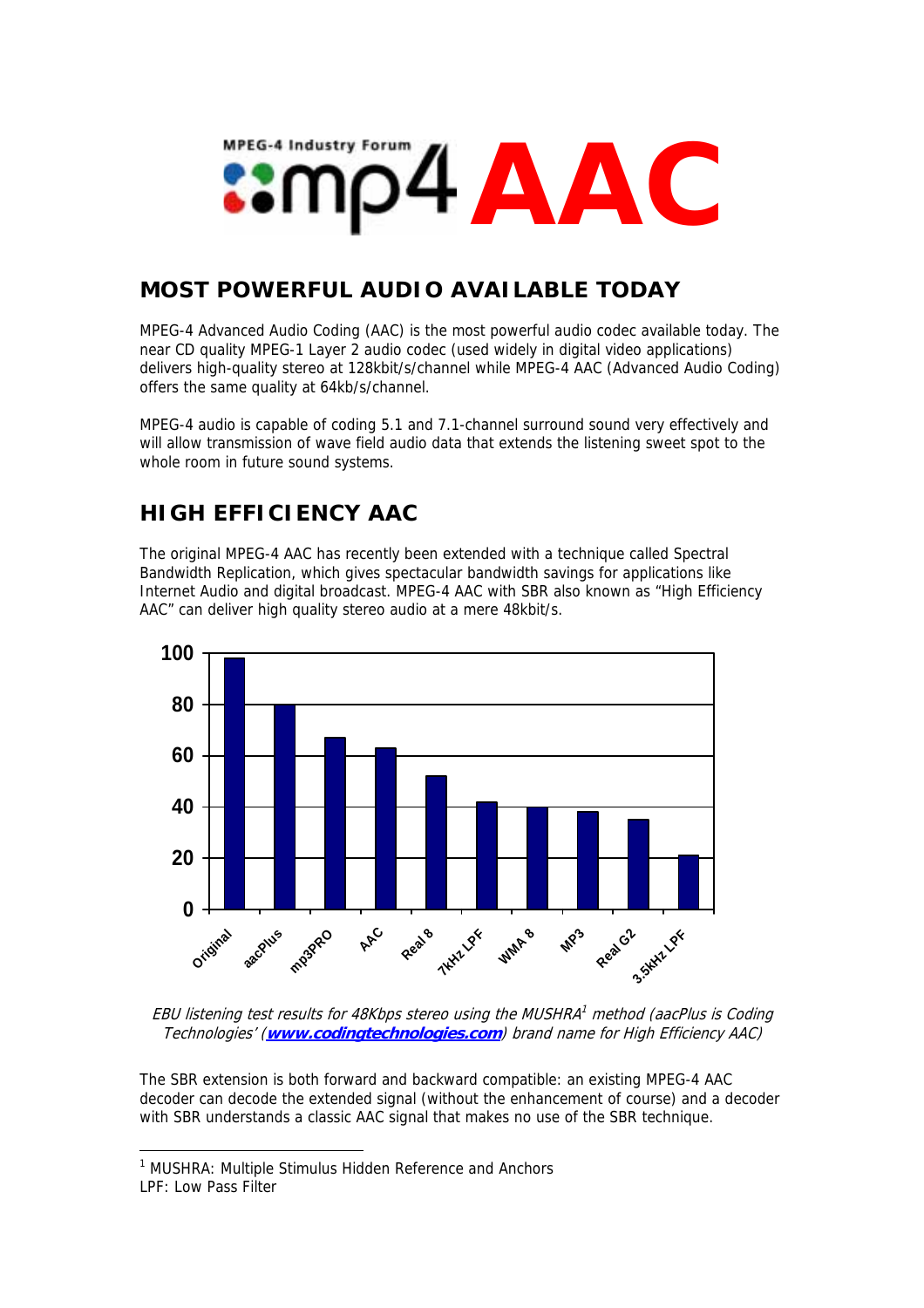MPEG-4 Industry Forum mp4 AAC

## MOST POWERFUL AUDIO AVAILABLE TODAY

MPEG-4 Advanced Audio Coding (AAC) is the most powerful audio codec available today. The near CD quality MPEG-1 Layer 2 audio codec (used widely in digital video applications) delivers high-quality stereo at 128kbit/s/channel while MPEG-4 AAC (Advanced Audio Coding) offers the same quality at 64kb/s/channel.

MPEG-4 audio is capable of coding 5.1 and 7.1-channel surround sound very effectively and will allow transmission of wave field audio data that extends the listening sweet spot to the whole room in future sound systems.

## HIGH EFFICIENCY AAC

The original MPEG-4 AAC has recently been extended with a technique called Spectral Bandwidth Replication, which gives spectacular bandwidth savings for applications like Internet Audio and digital broadcast. MPEG-4 AAC with SBR also known as "High Efficiency AAC" can deliver high quality stereo audio at a mere 48kbit/s.

| | Original | aacPlus | mp3PRO | AAC | Real 8 | 7kHz LPF | WMA 8 | MP3 | Real G2 | 3.5kHz LPF |
|---|---|---|---|---|---|---|---|---|---|---|
| Score (approx.) | 98 | 80 | 67 | 63 | 52 | 42 | 40 | 38 | 35 | 21 |

*EBU listening test results for 48Kbps stereo using the MUSHRA[1] method (aacPlus is Coding Technologies' (**[www.codingtechnologies.com](http://www.codingtechnologies.com)**) brand name for High Efficiency AAC)*

The SBR extension is both forward and backward compatible: an existing MPEG-4 AAC decoder can decode the extended signal (without the enhancement of course) and a decoder with SBR understands a classic AAC signal that makes no use of the SBR technique.

---

[1] MUSHRA: Multiple Stimulus Hidden Reference and Anchors
LPF: Low Pass Filter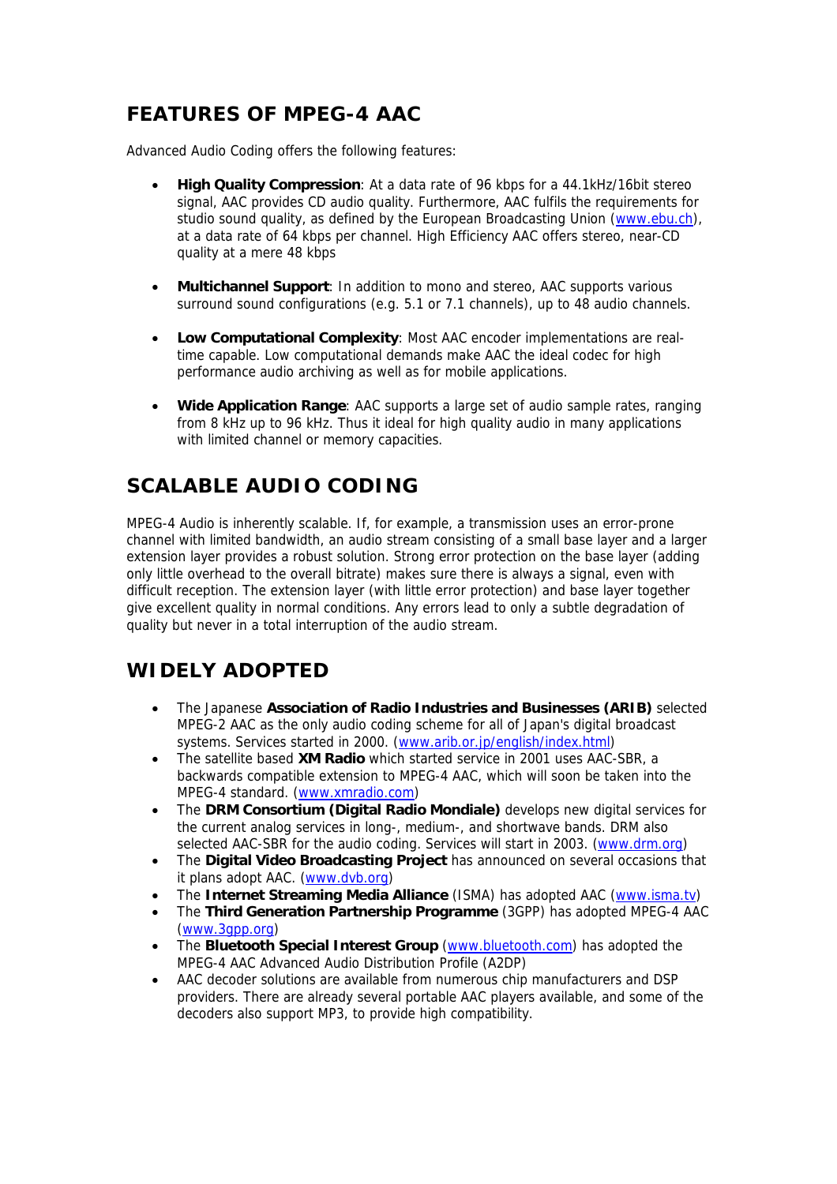## FEATURES OF MPEG-4 AAC

Advanced Audio Coding offers the following features:

- **High Quality Compression**: At a data rate of 96 kbps for a 44.1kHz/16bit stereo signal, AAC provides CD audio quality. Furthermore, AAC fulfils the requirements for studio sound quality, as defined by the European Broadcasting Union (www.ebu.ch), at a data rate of 64 kbps per channel. High Efficiency AAC offers stereo, near-CD quality at a mere 48 kbps

- **Multichannel Support**: In addition to mono and stereo, AAC supports various surround sound configurations (e.g. 5.1 or 7.1 channels), up to 48 audio channels.

- **Low Computational Complexity**: Most AAC encoder implementations are real-time capable. Low computational demands make AAC the ideal codec for high performance audio archiving as well as for mobile applications.

- **Wide Application Range**: AAC supports a large set of audio sample rates, ranging from 8 kHz up to 96 kHz. Thus it ideal for high quality audio in many applications with limited channel or memory capacities.

## SCALABLE AUDIO CODING

MPEG-4 Audio is inherently scalable. If, for example, a transmission uses an error-prone channel with limited bandwidth, an audio stream consisting of a small base layer and a larger extension layer provides a robust solution. Strong error protection on the base layer (adding only little overhead to the overall bitrate) makes sure there is always a signal, even with difficult reception. The extension layer (with little error protection) and base layer together give excellent quality in normal conditions. Any errors lead to only a subtle degradation of quality but never in a total interruption of the audio stream.

## WIDELY ADOPTED

- The Japanese **Association of Radio Industries and Businesses (ARIB)** selected MPEG-2 AAC as the only audio coding scheme for all of Japan's digital broadcast systems. Services started in 2000. (www.arib.or.jp/english/index.html)
- The satellite based **XM Radio** which started service in 2001 uses AAC-SBR, a backwards compatible extension to MPEG-4 AAC, which will soon be taken into the MPEG-4 standard. (www.xmradio.com)
- The **DRM Consortium (Digital Radio Mondiale)** develops new digital services for the current analog services in long-, medium-, and shortwave bands. DRM also selected AAC-SBR for the audio coding. Services will start in 2003. (www.drm.org)
- The **Digital Video Broadcasting Project** has announced on several occasions that it plans adopt AAC. (www.dvb.org)
- The **Internet Streaming Media Alliance** (ISMA) has adopted AAC (www.isma.tv)
- The **Third Generation Partnership Programme** (3GPP) has adopted MPEG-4 AAC (www.3gpp.org)
- The **Bluetooth Special Interest Group** (www.bluetooth.com) has adopted the MPEG-4 AAC Advanced Audio Distribution Profile (A2DP)
- AAC decoder solutions are available from numerous chip manufacturers and DSP providers. There are already several portable AAC players available, and some of the decoders also support MP3, to provide high compatibility.